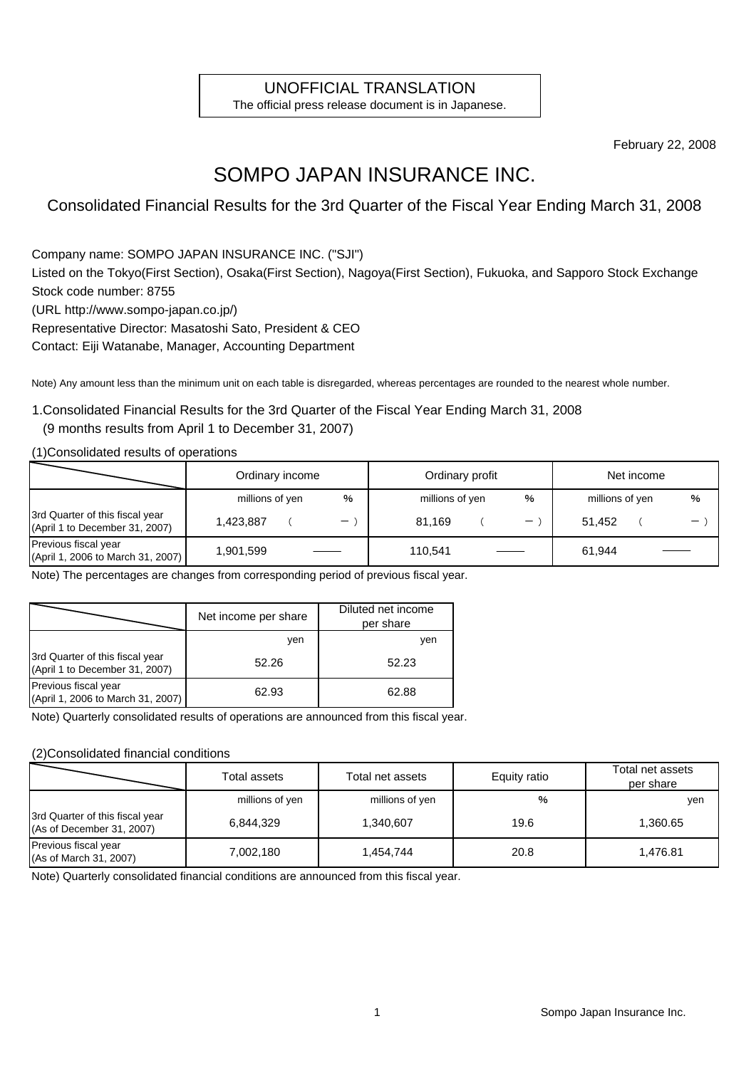UNOFFICIAL TRANSLATION
The official press release document is in Japanese.

February 22, 2008

# SOMPO JAPAN INSURANCE INC.

## Consolidated Financial Results for the 3rd Quarter of the Fiscal Year Ending March 31, 2008

Company name: SOMPO JAPAN INSURANCE INC. ("SJI")
Listed on the Tokyo(First Section), Osaka(First Section), Nagoya(First Section), Fukuoka, and Sapporo Stock Exchange
Stock code number: 8755
(URL http://www.sompo-japan.co.jp/)
Representative Director: Masatoshi Sato, President & CEO
Contact: Eiji Watanabe, Manager, Accounting Department

Note) Any amount less than the minimum unit on each table is disregarded, whereas percentages are rounded to the nearest whole number.

### 1.Consolidated Financial Results for the 3rd Quarter of the Fiscal Year Ending March 31, 2008
(9 months results from April 1 to December 31, 2007)

(1)Consolidated results of operations

| | Ordinary income | | Ordinary profit | | Net income | |
|---|---|---|---|---|---|---|
| | millions of yen | % | millions of yen | % | millions of yen | % |
| 3rd Quarter of this fiscal year (April 1 to December 31, 2007) | 1,423,887 | ( － ) | 81,169 | ( － ) | 51,452 | ( － ) |
| Previous fiscal year (April 1, 2006 to March 31, 2007) | 1,901,599 | —— | 110,541 | —— | 61,944 | —— |

Note) The percentages are changes from corresponding period of previous fiscal year.

| | Net income per share | Diluted net income per share |
|---|---|---|
| | yen | yen |
| 3rd Quarter of this fiscal year (April 1 to December 31, 2007) | 52.26 | 52.23 |
| Previous fiscal year (April 1, 2006 to March 31, 2007) | 62.93 | 62.88 |

Note) Quarterly consolidated results of operations are announced from this fiscal year.

(2)Consolidated financial conditions

| | Total assets | Total net assets | Equity ratio | Total net assets per share |
|---|---|---|---|---|
| | millions of yen | millions of yen | % | yen |
| 3rd Quarter of this fiscal year (As of December 31, 2007) | 6,844,329 | 1,340,607 | 19.6 | 1,360.65 |
| Previous fiscal year (As of March 31, 2007) | 7,002,180 | 1,454,744 | 20.8 | 1,476.81 |

Note) Quarterly consolidated financial conditions are announced from this fiscal year.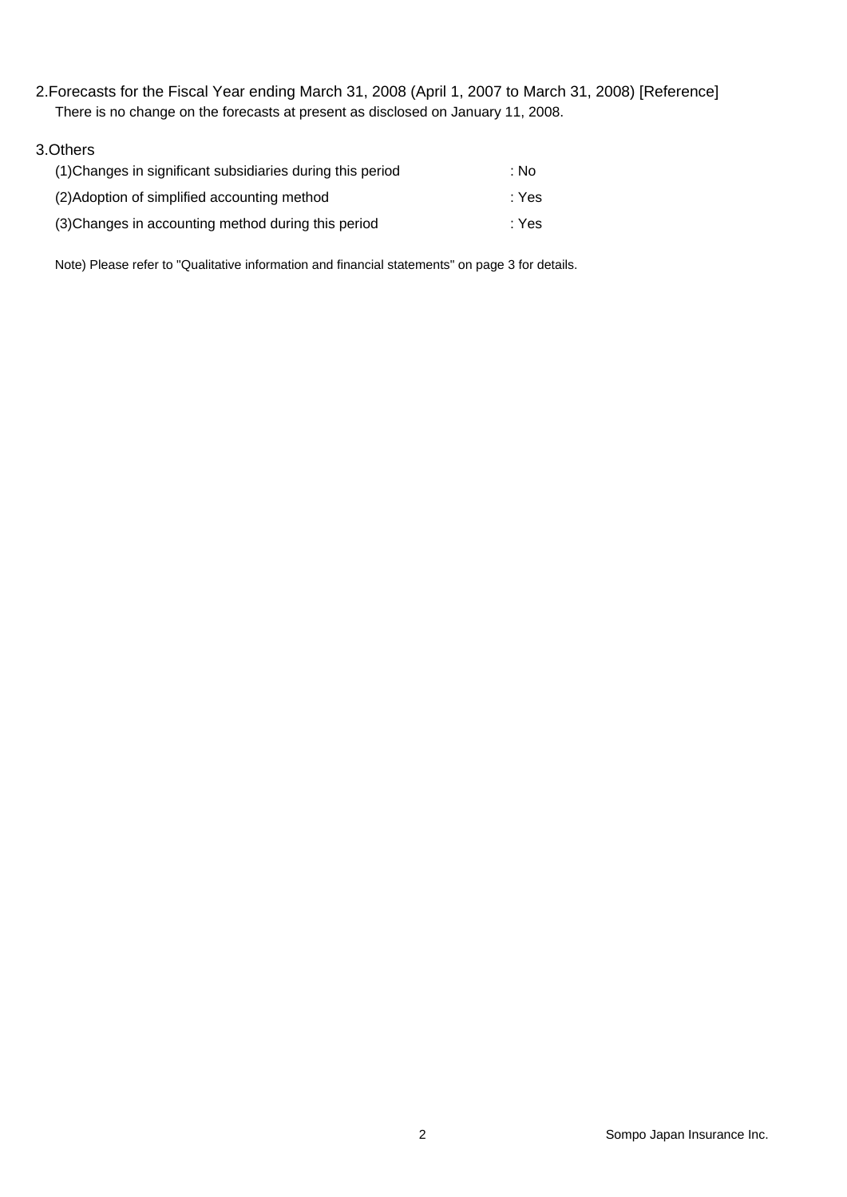## 2.Forecasts for the Fiscal Year ending March 31, 2008 (April 1, 2007 to March 31, 2008) [Reference]

There is no change on the forecasts at present as disclosed on January 11, 2008.

## 3.Others

| | |
|---|---|
| (1)Changes in significant subsidiaries during this period | : No |
| (2)Adoption of simplified accounting method | : Yes |
| (3)Changes in accounting method during this period | : Yes |

Note) Please refer to "Qualitative information and financial statements" on page 3 for details.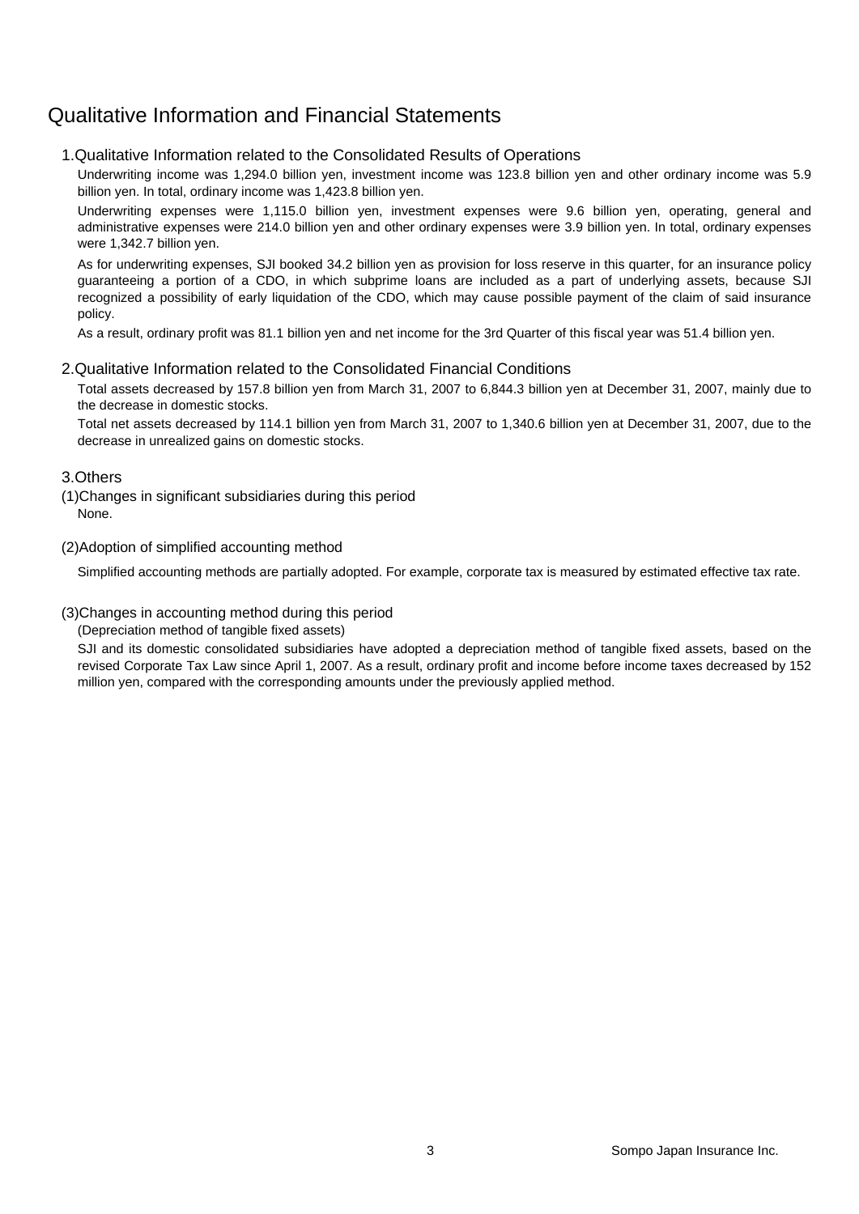# Qualitative Information and Financial Statements

## 1.Qualitative Information related to the Consolidated Results of Operations

Underwriting income was 1,294.0 billion yen, investment income was 123.8 billion yen and other ordinary income was 5.9 billion yen. In total, ordinary income was 1,423.8 billion yen.

Underwriting expenses were 1,115.0 billion yen, investment expenses were 9.6 billion yen, operating, general and administrative expenses were 214.0 billion yen and other ordinary expenses were 3.9 billion yen. In total, ordinary expenses were 1,342.7 billion yen.

As for underwriting expenses, SJI booked 34.2 billion yen as provision for loss reserve in this quarter, for an insurance policy guaranteeing a portion of a CDO, in which subprime loans are included as a part of underlying assets, because SJI recognized a possibility of early liquidation of the CDO, which may cause possible payment of the claim of said insurance policy.

As a result, ordinary profit was 81.1 billion yen and net income for the 3rd Quarter of this fiscal year was 51.4 billion yen.

## 2.Qualitative Information related to the Consolidated Financial Conditions

Total assets decreased by 157.8 billion yen from March 31, 2007 to 6,844.3 billion yen at December 31, 2007, mainly due to the decrease in domestic stocks.

Total net assets decreased by 114.1 billion yen from March 31, 2007 to 1,340.6 billion yen at December 31, 2007, due to the decrease in unrealized gains on domestic stocks.

## 3.Others

### (1)Changes in significant subsidiaries during this period

None.

### (2)Adoption of simplified accounting method

Simplified accounting methods are partially adopted. For example, corporate tax is measured by estimated effective tax rate.

### (3)Changes in accounting method during this period

(Depreciation method of tangible fixed assets)

SJI and its domestic consolidated subsidiaries have adopted a depreciation method of tangible fixed assets, based on the revised Corporate Tax Law since April 1, 2007. As a result, ordinary profit and income before income taxes decreased by 152 million yen, compared with the corresponding amounts under the previously applied method.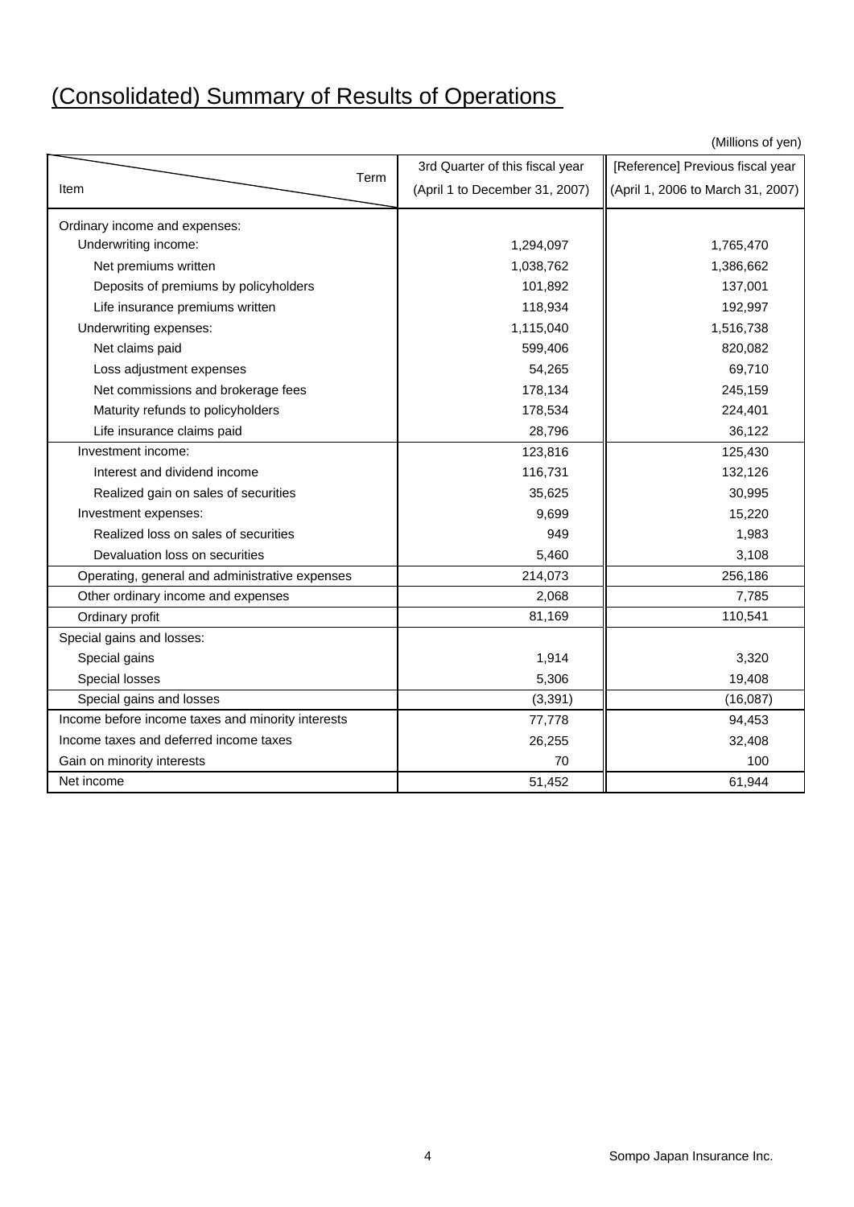# (Consolidated) Summary of Results of Operations

(Millions of yen)

| Item \ Term | 3rd Quarter of this fiscal year (April 1 to December 31, 2007) | [Reference] Previous fiscal year (April 1, 2006 to March 31, 2007) |
|---|---|---|
| Ordinary income and expenses: | | |
| Underwriting income: | 1,294,097 | 1,765,470 |
| Net premiums written | 1,038,762 | 1,386,662 |
| Deposits of premiums by policyholders | 101,892 | 137,001 |
| Life insurance premiums written | 118,934 | 192,997 |
| Underwriting expenses: | 1,115,040 | 1,516,738 |
| Net claims paid | 599,406 | 820,082 |
| Loss adjustment expenses | 54,265 | 69,710 |
| Net commissions and brokerage fees | 178,134 | 245,159 |
| Maturity refunds to policyholders | 178,534 | 224,401 |
| Life insurance claims paid | 28,796 | 36,122 |
| Investment income: | 123,816 | 125,430 |
| Interest and dividend income | 116,731 | 132,126 |
| Realized gain on sales of securities | 35,625 | 30,995 |
| Investment expenses: | 9,699 | 15,220 |
| Realized loss on sales of securities | 949 | 1,983 |
| Devaluation loss on securities | 5,460 | 3,108 |
| Operating, general and administrative expenses | 214,073 | 256,186 |
| Other ordinary income and expenses | 2,068 | 7,785 |
| Ordinary profit | 81,169 | 110,541 |
| Special gains and losses: | | |
| Special gains | 1,914 | 3,320 |
| Special losses | 5,306 | 19,408 |
| Special gains and losses | (3,391) | (16,087) |
| Income before income taxes and minority interests | 77,778 | 94,453 |
| Income taxes and deferred income taxes | 26,255 | 32,408 |
| Gain on minority interests | 70 | 100 |
| Net income | 51,452 | 61,944 |

Sompo Japan Insurance Inc.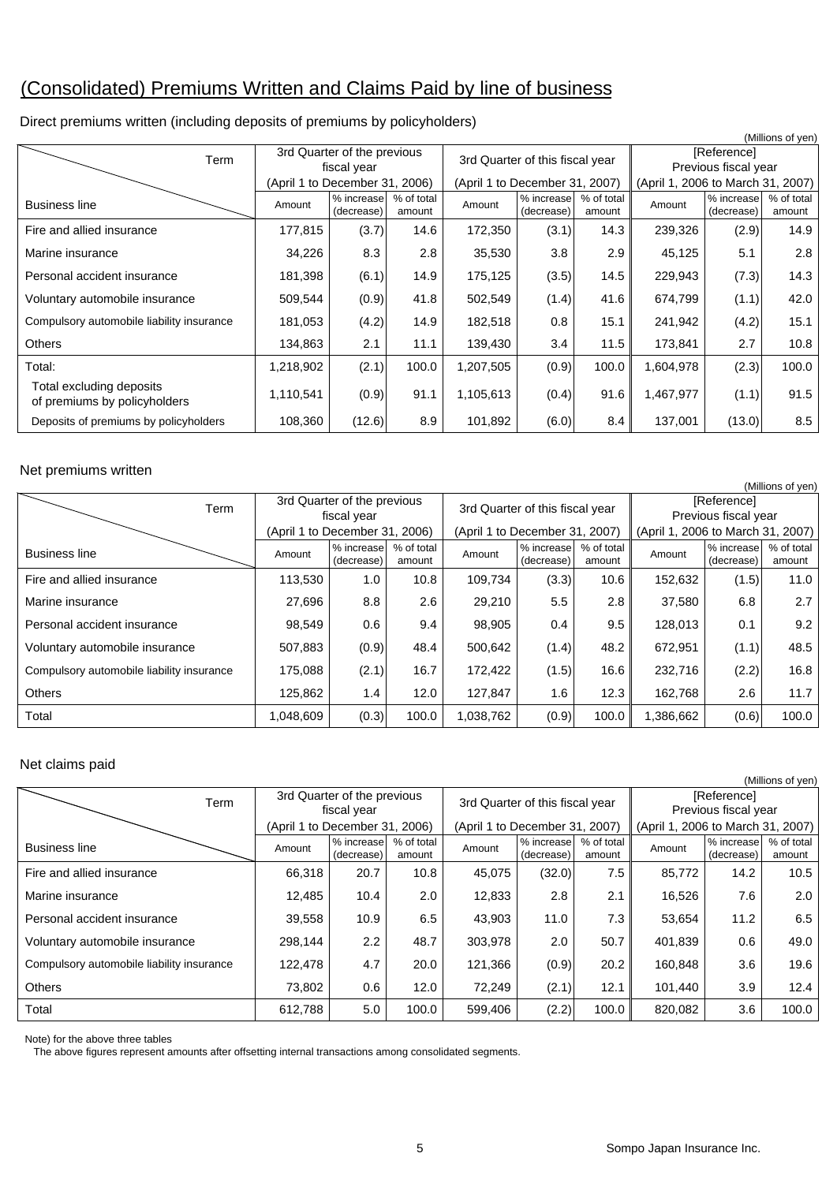# (Consolidated) Premiums Written and Claims Paid by line of business

Direct premiums written (including deposits of premiums by policyholders)

(Millions of yen)

| Term | 3rd Quarter of the previous fiscal year (April 1 to December 31, 2006) | | | 3rd Quarter of this fiscal year (April 1 to December 31, 2007) | | | [Reference] Previous fiscal year (April 1, 2006 to March 31, 2007) | | |
|---|---|---|---|---|---|---|---|---|---|
| Business line | Amount | % increase (decrease) | % of total amount | Amount | % increase (decrease) | % of total amount | Amount | % increase (decrease) | % of total amount |
| Fire and allied insurance | 177,815 | (3.7) | 14.6 | 172,350 | (3.1) | 14.3 | 239,326 | (2.9) | 14.9 |
| Marine insurance | 34,226 | 8.3 | 2.8 | 35,530 | 3.8 | 2.9 | 45,125 | 5.1 | 2.8 |
| Personal accident insurance | 181,398 | (6.1) | 14.9 | 175,125 | (3.5) | 14.5 | 229,943 | (7.3) | 14.3 |
| Voluntary automobile insurance | 509,544 | (0.9) | 41.8 | 502,549 | (1.4) | 41.6 | 674,799 | (1.1) | 42.0 |
| Compulsory automobile liability insurance | 181,053 | (4.2) | 14.9 | 182,518 | 0.8 | 15.1 | 241,942 | (4.2) | 15.1 |
| Others | 134,863 | 2.1 | 11.1 | 139,430 | 3.4 | 11.5 | 173,841 | 2.7 | 10.8 |
| Total: | 1,218,902 | (2.1) | 100.0 | 1,207,505 | (0.9) | 100.0 | 1,604,978 | (2.3) | 100.0 |
| Total excluding deposits of premiums by policyholders | 1,110,541 | (0.9) | 91.1 | 1,105,613 | (0.4) | 91.6 | 1,467,977 | (1.1) | 91.5 |
| Deposits of premiums by policyholders | 108,360 | (12.6) | 8.9 | 101,892 | (6.0) | 8.4 | 137,001 | (13.0) | 8.5 |

Net premiums written

(Millions of yen)

| Term | 3rd Quarter of the previous fiscal year (April 1 to December 31, 2006) | | | 3rd Quarter of this fiscal year (April 1 to December 31, 2007) | | | [Reference] Previous fiscal year (April 1, 2006 to March 31, 2007) | | |
|---|---|---|---|---|---|---|---|---|---|
| Business line | Amount | % increase (decrease) | % of total amount | Amount | % increase (decrease) | % of total amount | Amount | % increase (decrease) | % of total amount |
| Fire and allied insurance | 113,530 | 1.0 | 10.8 | 109,734 | (3.3) | 10.6 | 152,632 | (1.5) | 11.0 |
| Marine insurance | 27,696 | 8.8 | 2.6 | 29,210 | 5.5 | 2.8 | 37,580 | 6.8 | 2.7 |
| Personal accident insurance | 98,549 | 0.6 | 9.4 | 98,905 | 0.4 | 9.5 | 128,013 | 0.1 | 9.2 |
| Voluntary automobile insurance | 507,883 | (0.9) | 48.4 | 500,642 | (1.4) | 48.2 | 672,951 | (1.1) | 48.5 |
| Compulsory automobile liability insurance | 175,088 | (2.1) | 16.7 | 172,422 | (1.5) | 16.6 | 232,716 | (2.2) | 16.8 |
| Others | 125,862 | 1.4 | 12.0 | 127,847 | 1.6 | 12.3 | 162,768 | 2.6 | 11.7 |
| Total | 1,048,609 | (0.3) | 100.0 | 1,038,762 | (0.9) | 100.0 | 1,386,662 | (0.6) | 100.0 |

Net claims paid

(Millions of yen)

| Term | 3rd Quarter of the previous fiscal year (April 1 to December 31, 2006) | | | 3rd Quarter of this fiscal year (April 1 to December 31, 2007) | | | [Reference] Previous fiscal year (April 1, 2006 to March 31, 2007) | | |
|---|---|---|---|---|---|---|---|---|---|
| Business line | Amount | % increase (decrease) | % of total amount | Amount | % increase (decrease) | % of total amount | Amount | % increase (decrease) | % of total amount |
| Fire and allied insurance | 66,318 | 20.7 | 10.8 | 45,075 | (32.0) | 7.5 | 85,772 | 14.2 | 10.5 |
| Marine insurance | 12,485 | 10.4 | 2.0 | 12,833 | 2.8 | 2.1 | 16,526 | 7.6 | 2.0 |
| Personal accident insurance | 39,558 | 10.9 | 6.5 | 43,903 | 11.0 | 7.3 | 53,654 | 11.2 | 6.5 |
| Voluntary automobile insurance | 298,144 | 2.2 | 48.7 | 303,978 | 2.0 | 50.7 | 401,839 | 0.6 | 49.0 |
| Compulsory automobile liability insurance | 122,478 | 4.7 | 20.0 | 121,366 | (0.9) | 20.2 | 160,848 | 3.6 | 19.6 |
| Others | 73,802 | 0.6 | 12.0 | 72,249 | (2.1) | 12.1 | 101,440 | 3.9 | 12.4 |
| Total | 612,788 | 5.0 | 100.0 | 599,406 | (2.2) | 100.0 | 820,082 | 3.6 | 100.0 |

Note) for the above three tables
The above figures represent amounts after offsetting internal transactions among consolidated segments.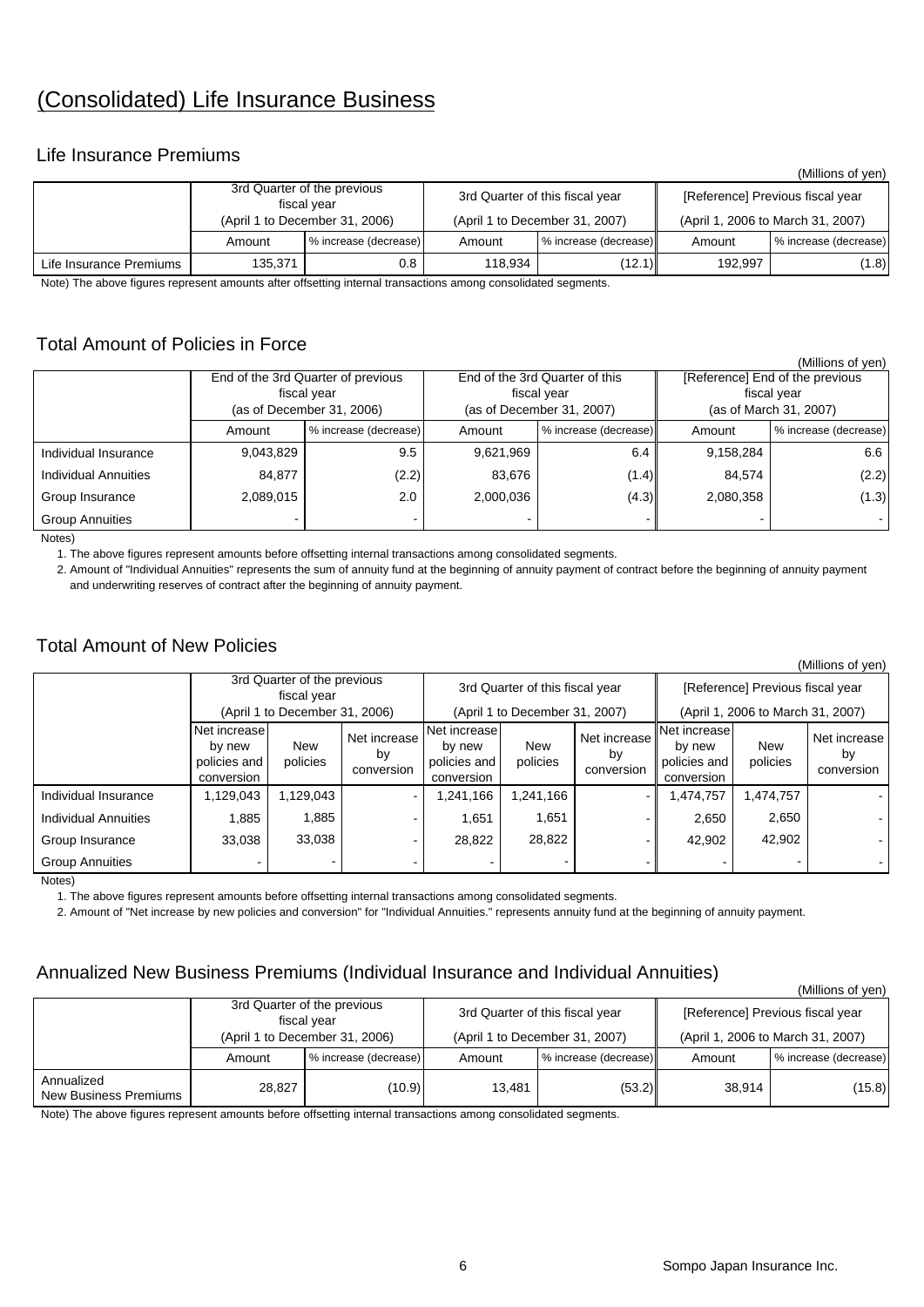# (Consolidated) Life Insurance Business

## Life Insurance Premiums

(Millions of yen)

| | 3rd Quarter of the previous fiscal year (April 1 to December 31, 2006) | | 3rd Quarter of this fiscal year (April 1 to December 31, 2007) | | [Reference] Previous fiscal year (April 1, 2006 to March 31, 2007) | |
|---|---|---|---|---|---|---|
| | Amount | % increase (decrease) | Amount | % increase (decrease) | Amount | % increase (decrease) |
| Life Insurance Premiums | 135,371 | 0.8 | 118,934 | (12.1) | 192,997 | (1.8) |

Note) The above figures represent amounts after offsetting internal transactions among consolidated segments.

## Total Amount of Policies in Force

(Millions of yen)

| | End of the 3rd Quarter of previous fiscal year (as of December 31, 2006) | | End of the 3rd Quarter of this fiscal year (as of December 31, 2007) | | [Reference] End of the previous fiscal year (as of March 31, 2007) | |
|---|---|---|---|---|---|---|
| | Amount | % increase (decrease) | Amount | % increase (decrease) | Amount | % increase (decrease) |
| Individual Insurance | 9,043,829 | 9.5 | 9,621,969 | 6.4 | 9,158,284 | 6.6 |
| Individual Annuities | 84,877 | (2.2) | 83,676 | (1.4) | 84,574 | (2.2) |
| Group Insurance | 2,089,015 | 2.0 | 2,000,036 | (4.3) | 2,080,358 | (1.3) |
| Group Annuities | - | - | - | - | - | - |

Notes)

1. The above figures represent amounts before offsetting internal transactions among consolidated segments.
2. Amount of "Individual Annuities" represents the sum of annuity fund at the beginning of annuity payment of contract before the beginning of annuity payment and underwriting reserves of contract after the beginning of annuity payment.

## Total Amount of New Policies

(Millions of yen)

| | 3rd Quarter of the previous fiscal year (April 1 to December 31, 2006) | | | 3rd Quarter of this fiscal year (April 1 to December 31, 2007) | | | [Reference] Previous fiscal year (April 1, 2006 to March 31, 2007) | | |
|---|---|---|---|---|---|---|---|---|---|
| | Net increase by new policies and conversion | New policies | Net increase by conversion | Net increase by new policies and conversion | New policies | Net increase by conversion | Net increase by new policies and conversion | New policies | Net increase by conversion |
| Individual Insurance | 1,129,043 | 1,129,043 | - | 1,241,166 | 1,241,166 | - | 1,474,757 | 1,474,757 | - |
| Individual Annuities | 1,885 | 1,885 | - | 1,651 | 1,651 | - | 2,650 | 2,650 | - |
| Group Insurance | 33,038 | 33,038 | - | 28,822 | 28,822 | - | 42,902 | 42,902 | - |
| Group Annuities | - | - | - | - | - | - | - | - | - |

Notes)

1. The above figures represent amounts before offsetting internal transactions among consolidated segments.
2. Amount of "Net increase by new policies and conversion" for "Individual Annuities." represents annuity fund at the beginning of annuity payment.

## Annualized New Business Premiums (Individual Insurance and Individual Annuities)

(Millions of yen)

| | 3rd Quarter of the previous fiscal year (April 1 to December 31, 2006) | | 3rd Quarter of this fiscal year (April 1 to December 31, 2007) | | [Reference] Previous fiscal year (April 1, 2006 to March 31, 2007) | |
|---|---|---|---|---|---|---|
| | Amount | % increase (decrease) | Amount | % increase (decrease) | Amount | % increase (decrease) |
| Annualized New Business Premiums | 28,827 | (10.9) | 13,481 | (53.2) | 38,914 | (15.8) |

Note) The above figures represent amounts before offsetting internal transactions among consolidated segments.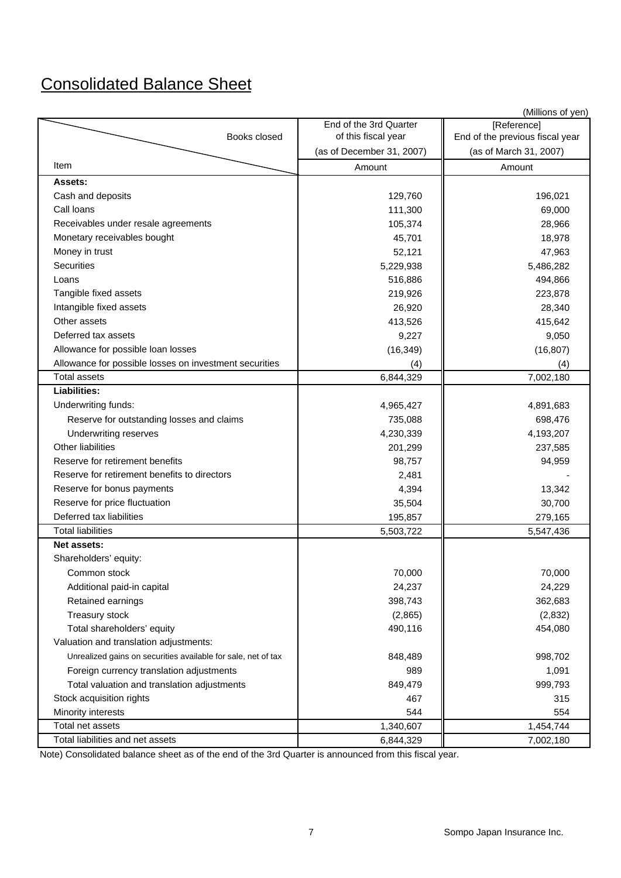# Consolidated Balance Sheet

(Millions of yen)

| Item \ Books closed | End of the 3rd Quarter of this fiscal year (as of December 31, 2007) | [Reference] End of the previous fiscal year (as of March 31, 2007) |
|---|---|---|
| | Amount | Amount |
| **Assets:** | | |
| Cash and deposits | 129,760 | 196,021 |
| Call loans | 111,300 | 69,000 |
| Receivables under resale agreements | 105,374 | 28,966 |
| Monetary receivables bought | 45,701 | 18,978 |
| Money in trust | 52,121 | 47,963 |
| Securities | 5,229,938 | 5,486,282 |
| Loans | 516,886 | 494,866 |
| Tangible fixed assets | 219,926 | 223,878 |
| Intangible fixed assets | 26,920 | 28,340 |
| Other assets | 413,526 | 415,642 |
| Deferred tax assets | 9,227 | 9,050 |
| Allowance for possible loan losses | (16,349) | (16,807) |
| Allowance for possible losses on investment securities | (4) | (4) |
| Total assets | 6,844,329 | 7,002,180 |
| **Liabilities:** | | |
| Underwriting funds: | 4,965,427 | 4,891,683 |
| Reserve for outstanding losses and claims | 735,088 | 698,476 |
| Underwriting reserves | 4,230,339 | 4,193,207 |
| Other liabilities | 201,299 | 237,585 |
| Reserve for retirement benefits | 98,757 | 94,959 |
| Reserve for retirement benefits to directors | 2,481 | - |
| Reserve for bonus payments | 4,394 | 13,342 |
| Reserve for price fluctuation | 35,504 | 30,700 |
| Deferred tax liabilities | 195,857 | 279,165 |
| Total liabilities | 5,503,722 | 5,547,436 |
| **Net assets:** | | |
| Shareholders' equity: | | |
| Common stock | 70,000 | 70,000 |
| Additional paid-in capital | 24,237 | 24,229 |
| Retained earnings | 398,743 | 362,683 |
| Treasury stock | (2,865) | (2,832) |
| Total shareholders' equity | 490,116 | 454,080 |
| Valuation and translation adjustments: | | |
| Unrealized gains on securities available for sale, net of tax | 848,489 | 998,702 |
| Foreign currency translation adjustments | 989 | 1,091 |
| Total valuation and translation adjustments | 849,479 | 999,793 |
| Stock acquisition rights | 467 | 315 |
| Minority interests | 544 | 554 |
| Total net assets | 1,340,607 | 1,454,744 |
| Total liabilities and net assets | 6,844,329 | 7,002,180 |

Note) Consolidated balance sheet as of the end of the 3rd Quarter is announced from this fiscal year.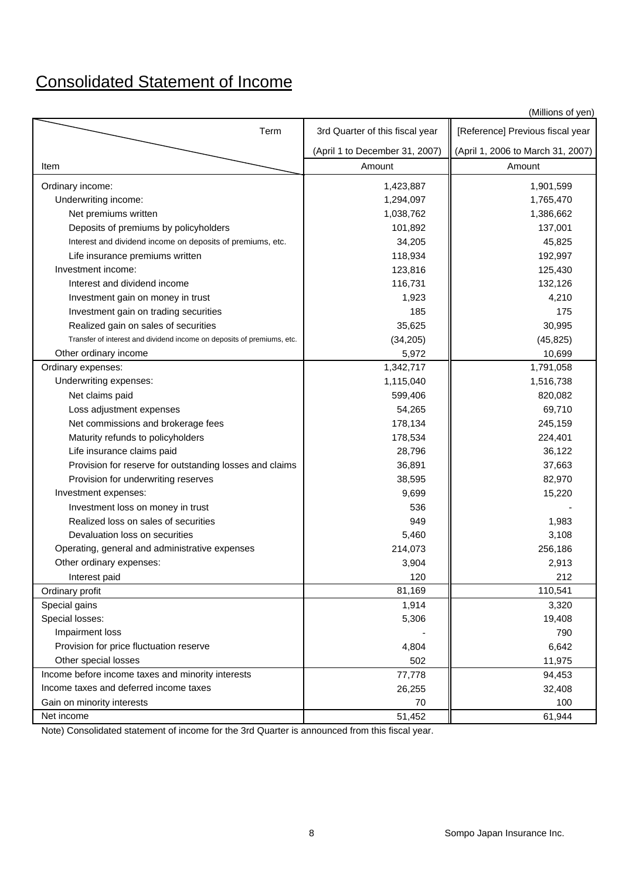# Consolidated Statement of Income

(Millions of yen)

| Item \ Term | 3rd Quarter of this fiscal year (April 1 to December 31, 2007) | [Reference] Previous fiscal year (April 1, 2006 to March 31, 2007) |
|---|---|---|
| | Amount | Amount |
| Ordinary income: | 1,423,887 | 1,901,599 |
| Underwriting income: | 1,294,097 | 1,765,470 |
| Net premiums written | 1,038,762 | 1,386,662 |
| Deposits of premiums by policyholders | 101,892 | 137,001 |
| Interest and dividend income on deposits of premiums, etc. | 34,205 | 45,825 |
| Life insurance premiums written | 118,934 | 192,997 |
| Investment income: | 123,816 | 125,430 |
| Interest and dividend income | 116,731 | 132,126 |
| Investment gain on money in trust | 1,923 | 4,210 |
| Investment gain on trading securities | 185 | 175 |
| Realized gain on sales of securities | 35,625 | 30,995 |
| Transfer of interest and dividend income on deposits of premiums, etc. | (34,205) | (45,825) |
| Other ordinary income | 5,972 | 10,699 |
| Ordinary expenses: | 1,342,717 | 1,791,058 |
| Underwriting expenses: | 1,115,040 | 1,516,738 |
| Net claims paid | 599,406 | 820,082 |
| Loss adjustment expenses | 54,265 | 69,710 |
| Net commissions and brokerage fees | 178,134 | 245,159 |
| Maturity refunds to policyholders | 178,534 | 224,401 |
| Life insurance claims paid | 28,796 | 36,122 |
| Provision for reserve for outstanding losses and claims | 36,891 | 37,663 |
| Provision for underwriting reserves | 38,595 | 82,970 |
| Investment expenses: | 9,699 | 15,220 |
| Investment loss on money in trust | 536 | - |
| Realized loss on sales of securities | 949 | 1,983 |
| Devaluation loss on securities | 5,460 | 3,108 |
| Operating, general and administrative expenses | 214,073 | 256,186 |
| Other ordinary expenses: | 3,904 | 2,913 |
| Interest paid | 120 | 212 |
| Ordinary profit | 81,169 | 110,541 |
| Special gains | 1,914 | 3,320 |
| Special losses: | 5,306 | 19,408 |
| Impairment loss | - | 790 |
| Provision for price fluctuation reserve | 4,804 | 6,642 |
| Other special losses | 502 | 11,975 |
| Income before income taxes and minority interests | 77,778 | 94,453 |
| Income taxes and deferred income taxes | 26,255 | 32,408 |
| Gain on minority interests | 70 | 100 |
| Net income | 51,452 | 61,944 |

Note) Consolidated statement of income for the 3rd Quarter is announced from this fiscal year.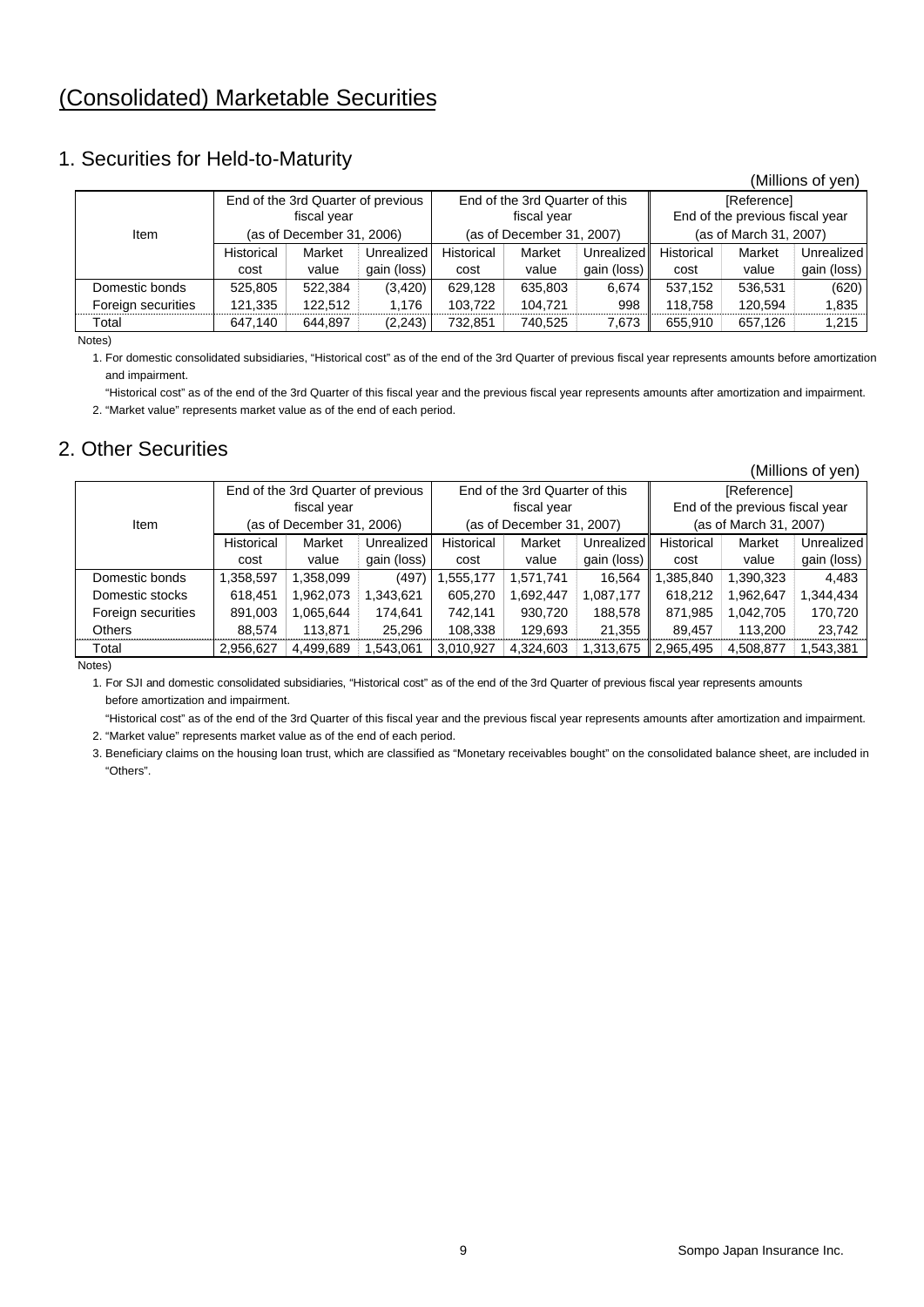# (Consolidated) Marketable Securities

## 1. Securities for Held-to-Maturity

(Millions of yen)

| Item | End of the 3rd Quarter of previous fiscal year (as of December 31, 2006) | | | End of the 3rd Quarter of this fiscal year (as of December 31, 2007) | | | [Reference] End of the previous fiscal year (as of March 31, 2007) | | |
|---|---|---|---|---|---|---|---|---|---|
| | Historical cost | Market value | Unrealized gain (loss) | Historical cost | Market value | Unrealized gain (loss) | Historical cost | Market value | Unrealized gain (loss) |
| Domestic bonds | 525,805 | 522,384 | (3,420) | 629,128 | 635,803 | 6,674 | 537,152 | 536,531 | (620) |
| Foreign securities | 121,335 | 122,512 | 1,176 | 103,722 | 104,721 | 998 | 118,758 | 120,594 | 1,835 |
| Total | 647,140 | 644,897 | (2,243) | 732,851 | 740,525 | 7,673 | 655,910 | 657,126 | 1,215 |

Notes)

1. For domestic consolidated subsidiaries, "Historical cost" as of the end of the 3rd Quarter of previous fiscal year represents amounts before amortization and impairment.

   "Historical cost" as of the end of the 3rd Quarter of this fiscal year and the previous fiscal year represents amounts after amortization and impairment.
2. "Market value" represents market value as of the end of each period.

## 2. Other Securities

(Millions of yen)

| Item | End of the 3rd Quarter of previous fiscal year (as of December 31, 2006) | | | End of the 3rd Quarter of this fiscal year (as of December 31, 2007) | | | [Reference] End of the previous fiscal year (as of March 31, 2007) | | |
|---|---|---|---|---|---|---|---|---|---|
| | Historical cost | Market value | Unrealized gain (loss) | Historical cost | Market value | Unrealized gain (loss) | Historical cost | Market value | Unrealized gain (loss) |
| Domestic bonds | 1,358,597 | 1,358,099 | (497) | 1,555,177 | 1,571,741 | 16,564 | 1,385,840 | 1,390,323 | 4,483 |
| Domestic stocks | 618,451 | 1,962,073 | 1,343,621 | 605,270 | 1,692,447 | 1,087,177 | 618,212 | 1,962,647 | 1,344,434 |
| Foreign securities | 891,003 | 1,065,644 | 174,641 | 742,141 | 930,720 | 188,578 | 871,985 | 1,042,705 | 170,720 |
| Others | 88,574 | 113,871 | 25,296 | 108,338 | 129,693 | 21,355 | 89,457 | 113,200 | 23,742 |
| Total | 2,956,627 | 4,499,689 | 1,543,061 | 3,010,927 | 4,324,603 | 1,313,675 | 2,965,495 | 4,508,877 | 1,543,381 |

Notes)

1. For SJI and domestic consolidated subsidiaries, "Historical cost" as of the end of the 3rd Quarter of previous fiscal year represents amounts before amortization and impairment.

   "Historical cost" as of the end of the 3rd Quarter of this fiscal year and the previous fiscal year represents amounts after amortization and impairment.
2. "Market value" represents market value as of the end of each period.
3. Beneficiary claims on the housing loan trust, which are classified as "Monetary receivables bought" on the consolidated balance sheet, are included in "Others".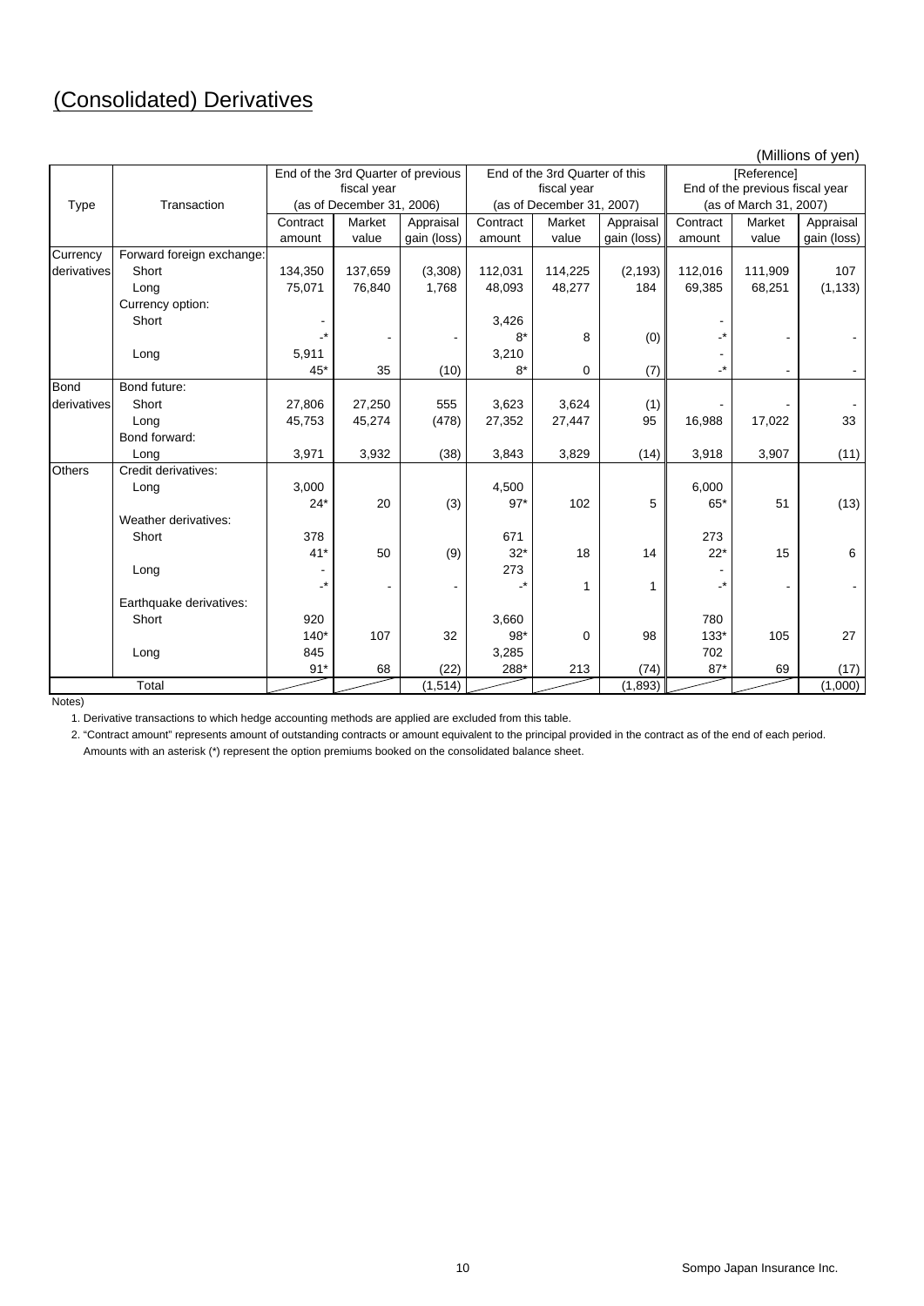# (Consolidated) Derivatives

(Millions of yen)

| Type | Transaction | End of the 3rd Quarter of previous fiscal year (as of December 31, 2006) | | | End of the 3rd Quarter of this fiscal year (as of December 31, 2007) | | | [Reference] End of the previous fiscal year (as of March 31, 2007) | | |
|---|---|---|---|---|---|---|---|---|---|---|
| | | Contract amount | Market value | Appraisal gain (loss) | Contract amount | Market value | Appraisal gain (loss) | Contract amount | Market value | Appraisal gain (loss) |
| Currency derivatives | Forward foreign exchange: | | | | | | | | | |
| | Short | 134,350 | 137,659 | (3,308) | 112,031 | 114,225 | (2,193) | 112,016 | 111,909 | 107 |
| | Long | 75,071 | 76,840 | 1,768 | 48,093 | 48,277 | 184 | 69,385 | 68,251 | (1,133) |
| | Currency option: | | | | | | | | | |
| | Short | - | | | 3,426 | | | - | | |
| | | -* | - | - | 8* | 8 | (0) | -* | - | - |
| | Long | 5,911 | | | 3,210 | | | - | | |
| | | 45* | 35 | (10) | 8* | 0 | (7) | -* | - | - |
| Bond derivatives | Bond future: | | | | | | | | | |
| | Short | 27,806 | 27,250 | 555 | 3,623 | 3,624 | (1) | - | - | - |
| | Long | 45,753 | 45,274 | (478) | 27,352 | 27,447 | 95 | 16,988 | 17,022 | 33 |
| | Bond forward: | | | | | | | | | |
| | Long | 3,971 | 3,932 | (38) | 3,843 | 3,829 | (14) | 3,918 | 3,907 | (11) |
| Others | Credit derivatives: | | | | | | | | | |
| | Long | 3,000 | | | 4,500 | | | 6,000 | | |
| | | 24* | 20 | (3) | 97* | 102 | 5 | 65* | 51 | (13) |
| | Weather derivatives: | | | | | | | | | |
| | Short | 378 | | | 671 | | | 273 | | |
| | | 41* | 50 | (9) | 32* | 18 | 14 | 22* | 15 | 6 |
| | Long | - | | | 273 | | | - | | |
| | | -* | - | - | -* | 1 | 1 | -* | - | - |
| | Earthquake derivatives: | | | | | | | | | |
| | Short | 920 | | | 3,660 | | | 780 | | |
| | | 140* | 107 | 32 | 98* | 0 | 98 | 133* | 105 | 27 |
| | Long | 845 | | | 3,285 | | | 702 | | |
| | | 91* | 68 | (22) | 288* | 213 | (74) | 87* | 69 | (17) |
| Total | | | | (1,514) | | | (1,893) | | | (1,000) |

Notes)

1. Derivative transactions to which hedge accounting methods are applied are excluded from this table.
2. "Contract amount" represents amount of outstanding contracts or amount equivalent to the principal provided in the contract as of the end of each period. Amounts with an asterisk (*) represent the option premiums booked on the consolidated balance sheet.

Sompo Japan Insurance Inc.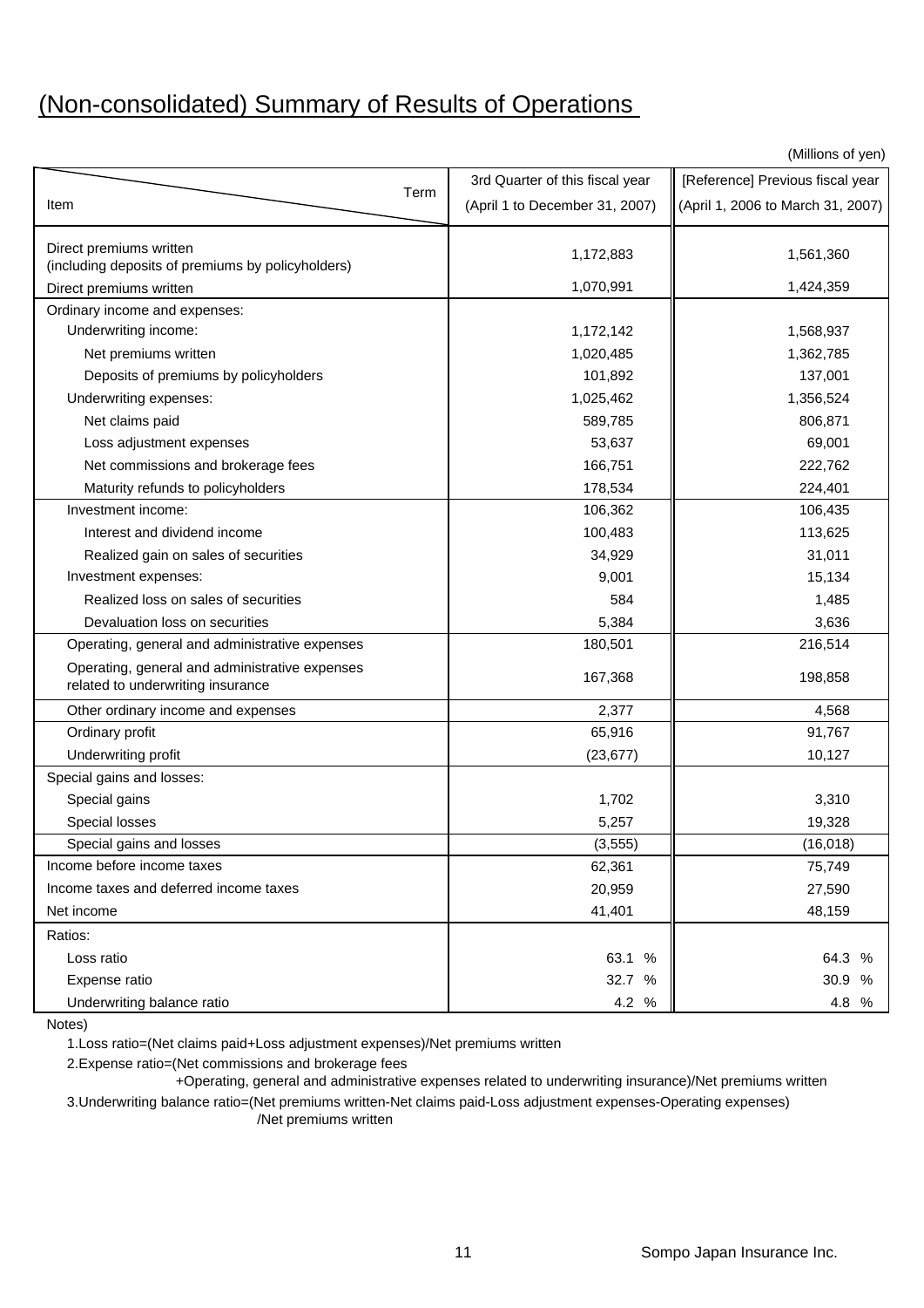# (Non-consolidated) Summary of Results of Operations

(Millions of yen)

| Item / Term | 3rd Quarter of this fiscal year (April 1 to December 31, 2007) | [Reference] Previous fiscal year (April 1, 2006 to March 31, 2007) |
|---|---|---|
| Direct premiums written (including deposits of premiums by policyholders) | 1,172,883 | 1,561,360 |
| Direct premiums written | 1,070,991 | 1,424,359 |
| Ordinary income and expenses: | | |
| Underwriting income: | 1,172,142 | 1,568,937 |
| Net premiums written | 1,020,485 | 1,362,785 |
| Deposits of premiums by policyholders | 101,892 | 137,001 |
| Underwriting expenses: | 1,025,462 | 1,356,524 |
| Net claims paid | 589,785 | 806,871 |
| Loss adjustment expenses | 53,637 | 69,001 |
| Net commissions and brokerage fees | 166,751 | 222,762 |
| Maturity refunds to policyholders | 178,534 | 224,401 |
| Investment income: | 106,362 | 106,435 |
| Interest and dividend income | 100,483 | 113,625 |
| Realized gain on sales of securities | 34,929 | 31,011 |
| Investment expenses: | 9,001 | 15,134 |
| Realized loss on sales of securities | 584 | 1,485 |
| Devaluation loss on securities | 5,384 | 3,636 |
| Operating, general and administrative expenses | 180,501 | 216,514 |
| Operating, general and administrative expenses related to underwriting insurance | 167,368 | 198,858 |
| Other ordinary income and expenses | 2,377 | 4,568 |
| Ordinary profit | 65,916 | 91,767 |
| Underwriting profit | (23,677) | 10,127 |
| Special gains and losses: | | |
| Special gains | 1,702 | 3,310 |
| Special losses | 5,257 | 19,328 |
| Special gains and losses | (3,555) | (16,018) |
| Income before income taxes | 62,361 | 75,749 |
| Income taxes and deferred income taxes | 20,959 | 27,590 |
| Net income | 41,401 | 48,159 |
| Ratios: | | |
| Loss ratio | 63.1 % | 64.3 % |
| Expense ratio | 32.7 % | 30.9 % |
| Underwriting balance ratio | 4.2 % | 4.8 % |

Notes)

1. Loss ratio=(Net claims paid+Loss adjustment expenses)/Net premiums written
2. Expense ratio=(Net commissions and brokerage fees +Operating, general and administrative expenses related to underwriting insurance)/Net premiums written
3. Underwriting balance ratio=(Net premiums written-Net claims paid-Loss adjustment expenses-Operating expenses) /Net premiums written

Sompo Japan Insurance Inc.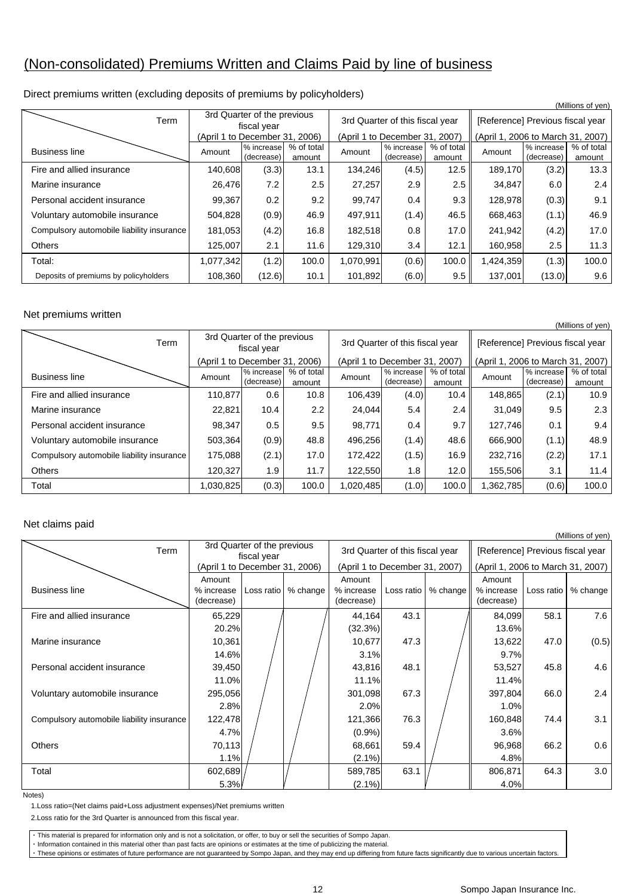# (Non-consolidated) Premiums Written and Claims Paid by line of business

Direct premiums written (excluding deposits of premiums by policyholders)

(Millions of yen)

| Term | 3rd Quarter of the previous fiscal year (April 1 to December 31, 2006) | | | 3rd Quarter of this fiscal year (April 1 to December 31, 2007) | | | [Reference] Previous fiscal year (April 1, 2006 to March 31, 2007) | | |
|---|---|---|---|---|---|---|---|---|---|
| Business line | Amount | % increase (decrease) | % of total amount | Amount | % increase (decrease) | % of total amount | Amount | % increase (decrease) | % of total amount |
| Fire and allied insurance | 140,608 | (3.3) | 13.1 | 134,246 | (4.5) | 12.5 | 189,170 | (3.2) | 13.3 |
| Marine insurance | 26,476 | 7.2 | 2.5 | 27,257 | 2.9 | 2.5 | 34,847 | 6.0 | 2.4 |
| Personal accident insurance | 99,367 | 0.2 | 9.2 | 99,747 | 0.4 | 9.3 | 128,978 | (0.3) | 9.1 |
| Voluntary automobile insurance | 504,828 | (0.9) | 46.9 | 497,911 | (1.4) | 46.5 | 668,463 | (1.1) | 46.9 |
| Compulsory automobile liability insurance | 181,053 | (4.2) | 16.8 | 182,518 | 0.8 | 17.0 | 241,942 | (4.2) | 17.0 |
| Others | 125,007 | 2.1 | 11.6 | 129,310 | 3.4 | 12.1 | 160,958 | 2.5 | 11.3 |
| Total: | 1,077,342 | (1.2) | 100.0 | 1,070,991 | (0.6) | 100.0 | 1,424,359 | (1.3) | 100.0 |
| Deposits of premiums by policyholders | 108,360 | (12.6) | 10.1 | 101,892 | (6.0) | 9.5 | 137,001 | (13.0) | 9.6 |

Net premiums written

(Millions of yen)

| Term | 3rd Quarter of the previous fiscal year (April 1 to December 31, 2006) | | | 3rd Quarter of this fiscal year (April 1 to December 31, 2007) | | | [Reference] Previous fiscal year (April 1, 2006 to March 31, 2007) | | |
|---|---|---|---|---|---|---|---|---|---|
| Business line | Amount | % increase (decrease) | % of total amount | Amount | % increase (decrease) | % of total amount | Amount | % increase (decrease) | % of total amount |
| Fire and allied insurance | 110,877 | 0.6 | 10.8 | 106,439 | (4.0) | 10.4 | 148,865 | (2.1) | 10.9 |
| Marine insurance | 22,821 | 10.4 | 2.2 | 24,044 | 5.4 | 2.4 | 31,049 | 9.5 | 2.3 |
| Personal accident insurance | 98,347 | 0.5 | 9.5 | 98,771 | 0.4 | 9.7 | 127,746 | 0.1 | 9.4 |
| Voluntary automobile insurance | 503,364 | (0.9) | 48.8 | 496,256 | (1.4) | 48.6 | 666,900 | (1.1) | 48.9 |
| Compulsory automobile liability insurance | 175,088 | (2.1) | 17.0 | 172,422 | (1.5) | 16.9 | 232,716 | (2.2) | 17.1 |
| Others | 120,327 | 1.9 | 11.7 | 122,550 | 1.8 | 12.0 | 155,506 | 3.1 | 11.4 |
| Total | 1,030,825 | (0.3) | 100.0 | 1,020,485 | (1.0) | 100.0 | 1,362,785 | (0.6) | 100.0 |

Net claims paid

(Millions of yen)

| Term | 3rd Quarter of the previous fiscal year (April 1 to December 31, 2006) | | | 3rd Quarter of this fiscal year (April 1 to December 31, 2007) | | | [Reference] Previous fiscal year (April 1, 2006 to March 31, 2007) | | |
|---|---|---|---|---|---|---|---|---|---|
| Business line | Amount % increase (decrease) | Loss ratio | % change | Amount % increase (decrease) | Loss ratio | % change | Amount % increase (decrease) | Loss ratio | % change |
| Fire and allied insurance | 65,229 | | | 44,164 | 43.1 | | 84,099 | 58.1 | 7.6 |
| | 20.2% | | | (32.3%) | | | 13.6% | | |
| Marine insurance | 10,361 | | | 10,677 | 47.3 | | 13,622 | 47.0 | (0.5) |
| | 14.6% | | | 3.1% | | | 9.7% | | |
| Personal accident insurance | 39,450 | | | 43,816 | 48.1 | | 53,527 | 45.8 | 4.6 |
| | 11.0% | | | 11.1% | | | 11.4% | | |
| Voluntary automobile insurance | 295,056 | | | 301,098 | 67.3 | | 397,804 | 66.0 | 2.4 |
| | 2.8% | | | 2.0% | | | 1.0% | | |
| Compulsory automobile liability insurance | 122,478 | | | 121,366 | 76.3 | | 160,848 | 74.4 | 3.1 |
| | 4.7% | | | (0.9%) | | | 3.6% | | |
| Others | 70,113 | | | 68,661 | 59.4 | | 96,968 | 66.2 | 0.6 |
| | 1.1% | | | (2.1%) | | | 4.8% | | |
| Total | 602,689 | | | 589,785 | 63.1 | | 806,871 | 64.3 | 3.0 |
| | 5.3% | | | (2.1%) | | | 4.0% | | |

Notes)

1.Loss ratio=(Net claims paid+Loss adjustment expenses)/Net premiums written

2.Loss ratio for the 3rd Quarter is announced from this fiscal year.

- This material is prepared for information only and is not a solicitation, or offer, to buy or sell the securities of Sompo Japan.
- Information contained in this material other than past facts are opinions or estimates at the time of publicizing the material.
- These opinions or estimates of future performance are not guaranteed by Sompo Japan, and they may end up differing from future facts significantly due to various uncertain factors.